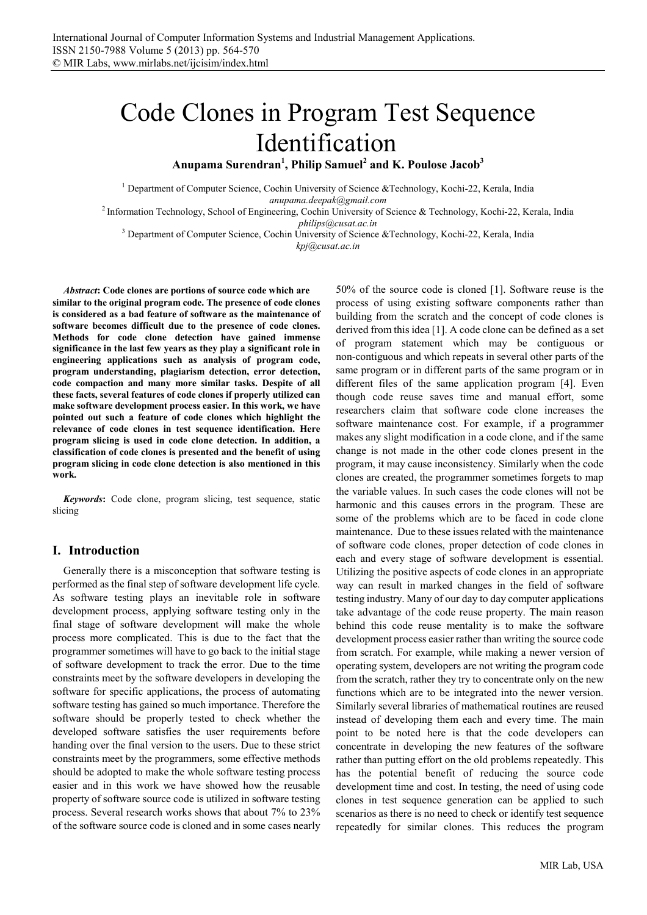# Code Clones in Program Test Sequence Identification

**Anupama Surendran[1], Philip Samuel[2] and K. Poulose Jacob[3]**

[1] Department of Computer Science, Cochin University of Science &Technology, Kochi-22, Kerala, India
*anupama.deepak@gmail.com*

[2] Information Technology, School of Engineering, Cochin University of Science & Technology, Kochi-22, Kerala, India
*philips@cusat.ac.in*

[3] Department of Computer Science, Cochin University of Science &Technology, Kochi-22, Kerala, India
*kpj@cusat.ac.in*

***Abstract*: Code clones are portions of source code which are similar to the original program code. The presence of code clones is considered as a bad feature of software as the maintenance of software becomes difficult due to the presence of code clones. Methods for code clone detection have gained immense significance in the last few years as they play a significant role in engineering applications such as analysis of program code, program understanding, plagiarism detection, error detection, code compaction and many more similar tasks. Despite of all these facts, several features of code clones if properly utilized can make software development process easier. In this work, we have pointed out such a feature of code clones which highlight the relevance of code clones in test sequence identification. Here program slicing is used in code clone detection. In addition, a classification of code clones is presented and the benefit of using program slicing in code clone detection is also mentioned in this work.**

***Keywords*:** Code clone, program slicing, test sequence, static slicing

## I. Introduction

Generally there is a misconception that software testing is performed as the final step of software development life cycle. As software testing plays an inevitable role in software development process, applying software testing only in the final stage of software development will make the whole process more complicated. This is due to the fact that the programmer sometimes will have to go back to the initial stage of software development to track the error. Due to the time constraints meet by the software developers in developing the software for specific applications, the process of automating software testing has gained so much importance. Therefore the software should be properly tested to check whether the developed software satisfies the user requirements before handing over the final version to the users. Due to these strict constraints meet by the programmers, some effective methods should be adopted to make the whole software testing process easier and in this work we have showed how the reusable property of software source code is utilized in software testing process. Several research works shows that about 7% to 23% of the software source code is cloned and in some cases nearly 50% of the source code is cloned [1]. Software reuse is the process of using existing software components rather than building from the scratch and the concept of code clones is derived from this idea [1]. A code clone can be defined as a set of program statement which may be contiguous or non-contiguous and which repeats in several other parts of the same program or in different parts of the same program or in different files of the same application program [4]. Even though code reuse saves time and manual effort, some researchers claim that software code clone increases the software maintenance cost. For example, if a programmer makes any slight modification in a code clone, and if the same change is not made in the other code clones present in the program, it may cause inconsistency. Similarly when the code clones are created, the programmer sometimes forgets to map the variable values. In such cases the code clones will not be harmonic and this causes errors in the program. These are some of the problems which are to be faced in code clone maintenance. Due to these issues related with the maintenance of software code clones, proper detection of code clones in each and every stage of software development is essential. Utilizing the positive aspects of code clones in an appropriate way can result in marked changes in the field of software testing industry. Many of our day to day computer applications take advantage of the code reuse property. The main reason behind this code reuse mentality is to make the software development process easier rather than writing the source code from scratch. For example, while making a newer version of operating system, developers are not writing the program code from the scratch, rather they try to concentrate only on the new functions which are to be integrated into the newer version. Similarly several libraries of mathematical routines are reused instead of developing them each and every time. The main point to be noted here is that the code developers can concentrate in developing the new features of the software rather than putting effort on the old problems repeatedly. This has the potential benefit of reducing the source code development time and cost. In testing, the need of using code clones in test sequence generation can be applied to such scenarios as there is no need to check or identify test sequence repeatedly for similar clones. This reduces the program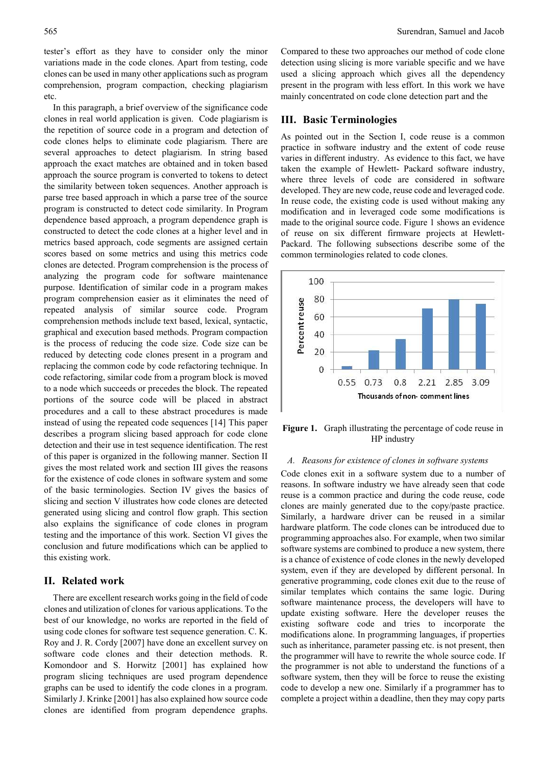tester's effort as they have to consider only the minor variations made in the code clones. Apart from testing, code clones can be used in many other applications such as program comprehension, program compaction, checking plagiarism etc.

In this paragraph, a brief overview of the significance code clones in real world application is given. Code plagiarism is the repetition of source code in a program and detection of code clones helps to eliminate code plagiarism. There are several approaches to detect plagiarism. In string based approach the exact matches are obtained and in token based approach the source program is converted to tokens to detect the similarity between token sequences. Another approach is parse tree based approach in which a parse tree of the source program is constructed to detect code similarity. In Program dependence based approach, a program dependence graph is constructed to detect the code clones at a higher level and in metrics based approach, code segments are assigned certain scores based on some metrics and using this metrics code clones are detected. Program comprehension is the process of analyzing the program code for software maintenance purpose. Identification of similar code in a program makes program comprehension easier as it eliminates the need of repeated analysis of similar source code. Program comprehension methods include text based, lexical, syntactic, graphical and execution based methods. Program compaction is the process of reducing the code size. Code size can be reduced by detecting code clones present in a program and replacing the common code by code refactoring technique. In code refactoring, similar code from a program block is moved to a node which succeeds or precedes the block. The repeated portions of the source code will be placed in abstract procedures and a call to these abstract procedures is made instead of using the repeated code sequences [14] This paper describes a program slicing based approach for code clone detection and their use in test sequence identification. The rest of this paper is organized in the following manner. Section II gives the most related work and section III gives the reasons for the existence of code clones in software system and some of the basic terminologies. Section IV gives the basics of slicing and section V illustrates how code clones are detected generated using slicing and control flow graph. This section also explains the significance of code clones in program testing and the importance of this work. Section VI gives the conclusion and future modifications which can be applied to this existing work.

## II. Related work

There are excellent research works going in the field of code clones and utilization of clones for various applications. To the best of our knowledge, no works are reported in the field of using code clones for software test sequence generation. C. K. Roy and J. R. Cordy [2007] have done an excellent survey on software code clones and their detection methods. R. Komondoor and S. Horwitz [2001] has explained how program slicing techniques are used program dependence graphs can be used to identify the code clones in a program. Similarly J. Krinke [2001] has also explained how source code clones are identified from program dependence graphs. Compared to these two approaches our method of code clone detection using slicing is more variable specific and we have used a slicing approach which gives all the dependency present in the program with less effort. In this work we have mainly concentrated on code clone detection part and the

## III. Basic Terminologies

As pointed out in the Section I, code reuse is a common practice in software industry and the extent of code reuse varies in different industry. As evidence to this fact, we have taken the example of Hewlett- Packard software industry, where three levels of code are considered in software developed. They are new code, reuse code and leveraged code. In reuse code, the existing code is used without making any modification and in leveraged code some modifications is made to the original source code. Figure 1 shows an evidence of reuse on six different firmware projects at Hewlett-Packard. The following subsections describe some of the common terminologies related to code clones.

**Figure 1.** Graph illustrating the percentage of code reuse in HP industry

### A. Reasons for existence of clones in software systems

Code clones exit in a software system due to a number of reasons. In software industry we have already seen that code reuse is a common practice and during the code reuse, code clones are mainly generated due to the copy/paste practice. Similarly, a hardware driver can be reused in a similar hardware platform. The code clones can be introduced due to programming approaches also. For example, when two similar software systems are combined to produce a new system, there is a chance of existence of code clones in the newly developed system, even if they are developed by different personal. In generative programming, code clones exit due to the reuse of similar templates which contains the same logic. During software maintenance process, the developers will have to update existing software. Here the developer reuses the existing software code and tries to incorporate the modifications alone. In programming languages, if properties such as inheritance, parameter passing etc. is not present, then the programmer will have to rewrite the whole source code. If the programmer is not able to understand the functions of a software system, then they will be force to reuse the existing code to develop a new one. Similarly if a programmer has to complete a project within a deadline, then they may copy parts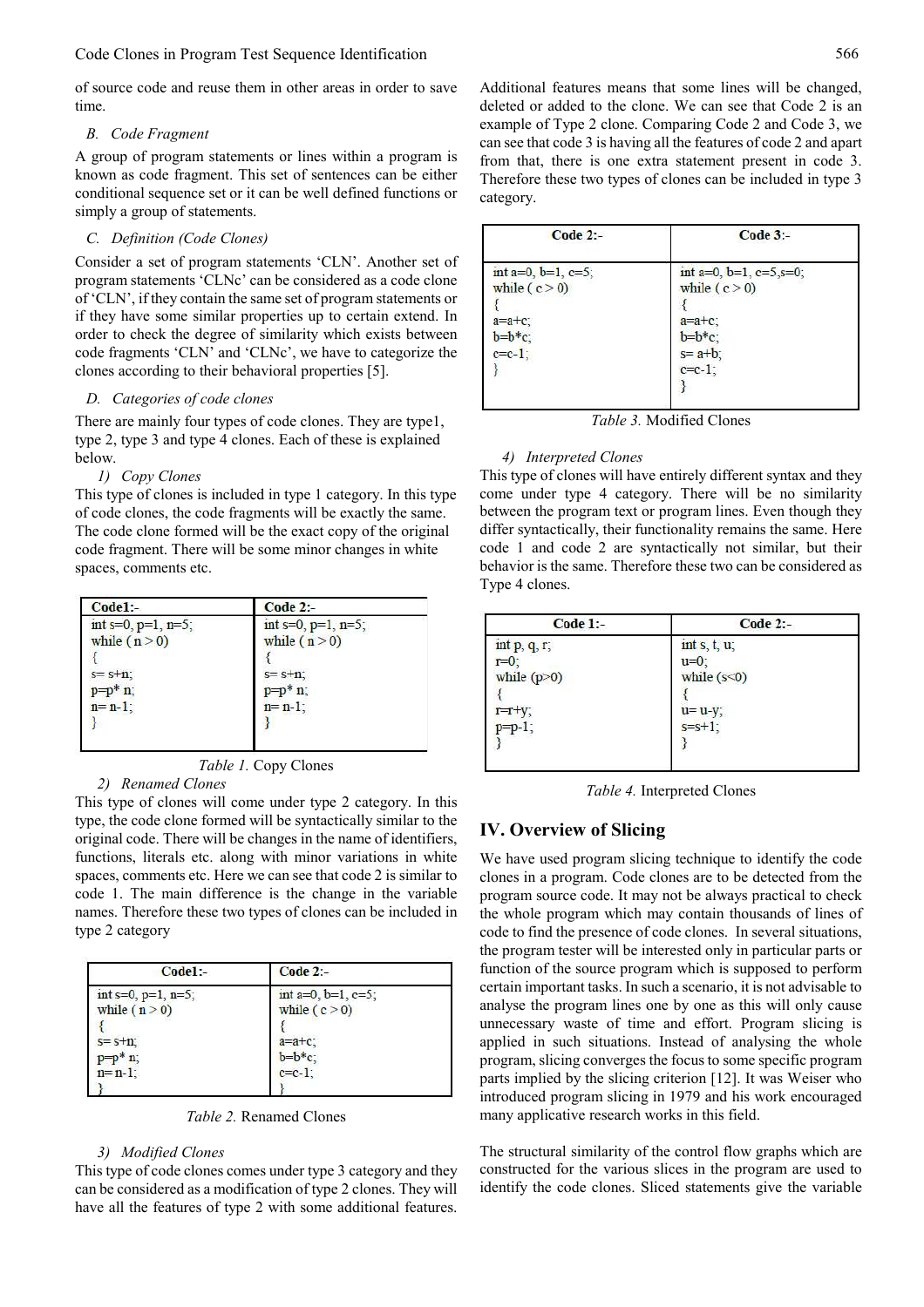of source code and reuse them in other areas in order to save time.

### B. Code Fragment

A group of program statements or lines within a program is known as code fragment. This set of sentences can be either conditional sequence set or it can be well defined functions or simply a group of statements.

### C. Definition (Code Clones)

Consider a set of program statements 'CLN'. Another set of program statements 'CLNc' can be considered as a code clone of 'CLN', if they contain the same set of program statements or if they have some similar properties up to certain extend. In order to check the degree of similarity which exists between code fragments 'CLN' and 'CLNc', we have to categorize the clones according to their behavioral properties [5].

### D. Categories of code clones

There are mainly four types of code clones. They are type1, type 2, type 3 and type 4 clones. Each of these is explained below.

#### 1) Copy Clones

This type of clones is included in type 1 category. In this type of code clones, the code fragments will be exactly the same. The code clone formed will be the exact copy of the original code fragment. There will be some minor changes in white spaces, comments etc.

| Code1:- | Code 2:- |
| --- | --- |
| int s=0, p=1, n=5;<br>while ( n > 0)<br>{<br>s= s+n;<br>p=p* n;<br>n= n-1;<br>} | int s=0, p=1, n=5;<br>while ( n > 0)<br>{<br>s= s+n;<br>p=p* n;<br>n= n-1;<br>} |

*Table 1.* Copy Clones

#### 2) Renamed Clones

This type of clones will come under type 2 category. In this type, the code clone formed will be syntactically similar to the original code. There will be changes in the name of identifiers, functions, literals etc. along with minor variations in white spaces, comments etc. Here we can see that code 2 is similar to code 1. The main difference is the change in the variable names. Therefore these two types of clones can be included in type 2 category

| Code1:- | Code 2:- |
| --- | --- |
| int s=0, p=1, n=5;<br>while ( n > 0)<br>{<br>s= s+n;<br>p=p* n;<br>n= n-1;<br>} | int a=0, b=1, c=5;<br>while ( c > 0)<br>{<br>a=a+c;<br>b=b*c;<br>c=c-1;<br>} |

*Table 2.* Renamed Clones

#### 3) Modified Clones

This type of code clones comes under type 3 category and they can be considered as a modification of type 2 clones. They will have all the features of type 2 with some additional features. Additional features means that some lines will be changed, deleted or added to the clone. We can see that Code 2 is an example of Type 2 clone. Comparing Code 2 and Code 3, we can see that code 3 is having all the features of code 2 and apart from that, there is one extra statement present in code 3. Therefore these two types of clones can be included in type 3 category.

| Code 2:- | Code 3:- |
| --- | --- |
| int a=0, b=1, c=5;<br>while ( c > 0)<br>{<br>a=a+c;<br>b=b*c;<br>c=c-1;<br>} | int a=0, b=1, c=5,s=0;<br>while ( c > 0)<br>{<br>a=a+c;<br>b=b*c;<br>s= a+b;<br>c=c-1;<br>} |

*Table 3.* Modified Clones

#### 4) Interpreted Clones

This type of clones will have entirely different syntax and they come under type 4 category. There will be no similarity between the program text or program lines. Even though they differ syntactically, their functionality remains the same. Here code 1 and code 2 are syntactically not similar, but their behavior is the same. Therefore these two can be considered as Type 4 clones.

| Code 1:- | Code 2:- |
| --- | --- |
| int p, q, r;<br>r=0;<br>while (p>0)<br>{<br>r=r+y;<br>p=p-1;<br>} | int s, t, u;<br>u=0;<br>while (s<0)<br>{<br>u= u-y;<br>s=s+1;<br>} |

*Table 4.* Interpreted Clones

## IV. Overview of Slicing

We have used program slicing technique to identify the code clones in a program. Code clones are to be detected from the program source code. It may not be always practical to check the whole program which may contain thousands of lines of code to find the presence of code clones. In several situations, the program tester will be interested only in particular parts or function of the source program which is supposed to perform certain important tasks. In such a scenario, it is not advisable to analyse the program lines one by one as this will only cause unnecessary waste of time and effort. Program slicing is applied in such situations. Instead of analysing the whole program, slicing converges the focus to some specific program parts implied by the slicing criterion [12]. It was Weiser who introduced program slicing in 1979 and his work encouraged many applicative research works in this field.

The structural similarity of the control flow graphs which are constructed for the various slices in the program are used to identify the code clones. Sliced statements give the variable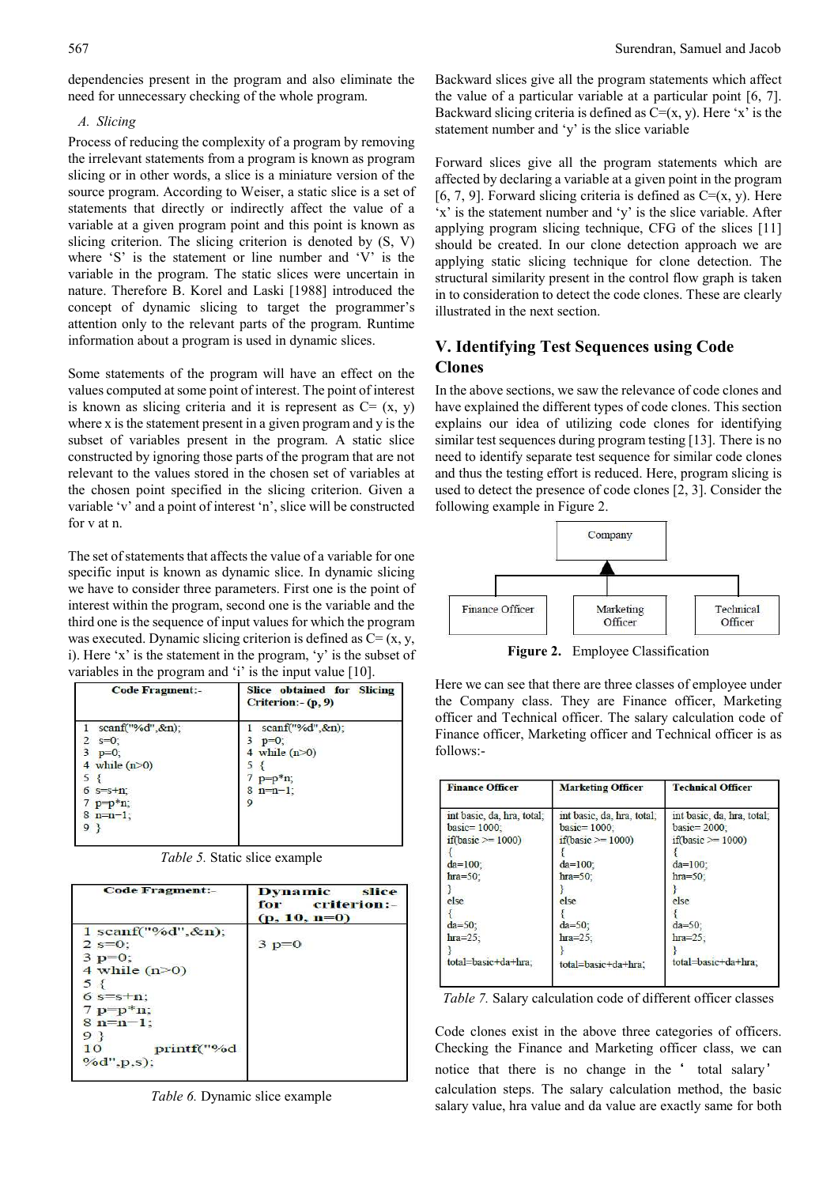dependencies present in the program and also eliminate the need for unnecessary checking of the whole program.

### A. Slicing

Process of reducing the complexity of a program by removing the irrelevant statements from a program is known as program slicing or in other words, a slice is a miniature version of the source program. According to Weiser, a static slice is a set of statements that directly or indirectly affect the value of a variable at a given program point and this point is known as slicing criterion. The slicing criterion is denoted by (S, V) where 'S' is the statement or line number and 'V' is the variable in the program. The static slices were uncertain in nature. Therefore B. Korel and Laski [1988] introduced the concept of dynamic slicing to target the programmer's attention only to the relevant parts of the program. Runtime information about a program is used in dynamic slices.

Some statements of the program will have an effect on the values computed at some point of interest. The point of interest is known as slicing criteria and it is represent as C= (x, y) where x is the statement present in a given program and y is the subset of variables present in the program. A static slice constructed by ignoring those parts of the program that are not relevant to the values stored in the chosen set of variables at the chosen point specified in the slicing criterion. Given a variable 'v' and a point of interest 'n', slice will be constructed for v at n.

The set of statements that affects the value of a variable for one specific input is known as dynamic slice. In dynamic slicing we have to consider three parameters. First one is the point of interest within the program, second one is the variable and the third one is the sequence of input values for which the program was executed. Dynamic slicing criterion is defined as C= (x, y, i). Here 'x' is the statement in the program, 'y' is the subset of variables in the program and 'i' is the input value [10].

| Code Fragment:- | Slice obtained for Slicing Criterion:- (p, 9) |
|---|---|
| 1 scanf("%d",&n);<br>2 s=0;<br>3 p=0;<br>4 while (n>0)<br>5 {<br>6 s=s+n;<br>7 p=p*n;<br>8 n=n−1;<br>9 } | 1 scanf("%d",&n);<br>3 p=0;<br>4 while (n>0)<br>5 {<br>7 p=p*n;<br>8 n=n−1;<br>9 |

*Table 5.* Static slice example

| Code Fragment:- | Dynamic slice for criterion:- (p, 10, n=0) |
|---|---|
| 1 scanf("%d",&n);<br>2 s=0;<br>3 p=0;<br>4 while (n>0)<br>5 {<br>6 s=s+n;<br>7 p=p*n;<br>8 n=n−1;<br>9 }<br>10 printf("%d %d",p,s); | 3 p=0 |

*Table 6.* Dynamic slice example

Backward slices give all the program statements which affect the value of a particular variable at a particular point [6, 7]. Backward slicing criteria is defined as C=(x, y). Here 'x' is the statement number and 'y' is the slice variable

Forward slices give all the program statements which are affected by declaring a variable at a given point in the program [6, 7, 9]. Forward slicing criteria is defined as C=(x, y). Here 'x' is the statement number and 'y' is the slice variable. After applying program slicing technique, CFG of the slices [11] should be created. In our clone detection approach we are applying static slicing technique for clone detection. The structural similarity present in the control flow graph is taken in to consideration to detect the code clones. These are clearly illustrated in the next section.

## V. Identifying Test Sequences using Code Clones

In the above sections, we saw the relevance of code clones and have explained the different types of code clones. This section explains our idea of utilizing code clones for identifying similar test sequences during program testing [13]. There is no need to identify separate test sequence for similar code clones and thus the testing effort is reduced. Here, program slicing is used to detect the presence of code clones [2, 3]. Consider the following example in Figure 2.

Company → Finance Officer, Marketing Officer, Technical Officer

**Figure 2.** Employee Classification

Here we can see that there are three classes of employee under the Company class. They are Finance officer, Marketing officer and Technical officer. The salary calculation code of Finance officer, Marketing officer and Technical officer is as follows:-

| Finance Officer | Marketing Officer | Technical Officer |
|---|---|---|
| int basic, da, hra, total;<br>basic= 1000;<br>if(basic >= 1000)<br>{<br>da=100;<br>hra=50;<br>}<br>else<br>{<br>da=50;<br>hra=25;<br>}<br>total=basic+da+hra; | int basic, da, hra, total;<br>basic= 1000;<br>if(basic >= 1000)<br>{<br>da=100;<br>hra=50;<br>}<br>else<br>{<br>da=50;<br>hra=25;<br>}<br>total=basic+da+hra; | int basic, da, hra, total;<br>basic= 2000;<br>if(basic >= 1000)<br>{<br>da=100;<br>hra=50;<br>}<br>else<br>{<br>da=50;<br>hra=25;<br>}<br>total=basic+da+hra; |

*Table 7.* Salary calculation code of different officer classes

Code clones exist in the above three categories of officers. Checking the Finance and Marketing officer class, we can notice that there is no change in the 'total salary' calculation steps. The salary calculation method, the basic salary value, hra value and da value are exactly same for both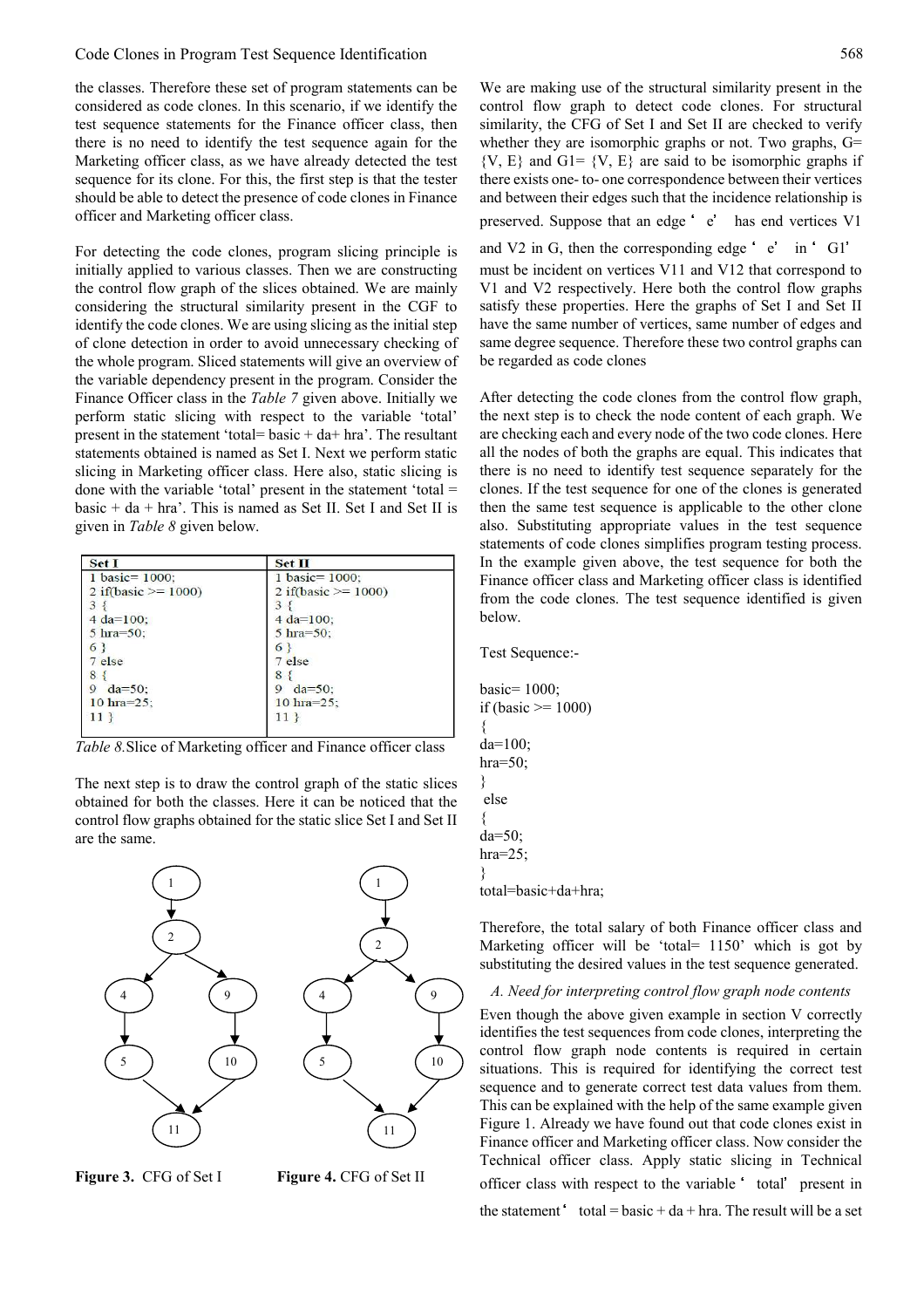the classes. Therefore these set of program statements can be considered as code clones. In this scenario, if we identify the test sequence statements for the Finance officer class, then there is no need to identify the test sequence again for the Marketing officer class, as we have already detected the test sequence for its clone. For this, the first step is that the tester should be able to detect the presence of code clones in Finance officer and Marketing officer class.

For detecting the code clones, program slicing principle is initially applied to various classes. Then we are constructing the control flow graph of the slices obtained. We are mainly considering the structural similarity present in the CGF to identify the code clones. We are using slicing as the initial step of clone detection in order to avoid unnecessary checking of the whole program. Sliced statements will give an overview of the variable dependency present in the program. Consider the Finance Officer class in the *Table 7* given above. Initially we perform static slicing with respect to the variable 'total' present in the statement 'total= basic + da+ hra'. The resultant statements obtained is named as Set I. Next we perform static slicing in Marketing officer class. Here also, static slicing is done with the variable 'total' present in the statement 'total = basic + da + hra'. This is named as Set II. Set I and Set II is given in *Table 8* given below.

| Set I | Set II |
|---|---|
| 1 basic= 1000; | 1 basic= 1000; |
| 2 if(basic >= 1000) | 2 if(basic >= 1000) |
| 3 { | 3 { |
| 4 da=100; | 4 da=100; |
| 5 hra=50; | 5 hra=50; |
| 6 } | 6 } |
| 7 else | 7 else |
| 8 { | 8 { |
| 9 da=50; | 9 da=50; |
| 10 hra=25; | 10 hra=25; |
| 11 } | 11 } |

*Table 8.* Slice of Marketing officer and Finance officer class

The next step is to draw the control graph of the static slices obtained for both the classes. Here it can be noticed that the control flow graphs obtained for the static slice Set I and Set II are the same.

**Figure 3.** CFG of Set I

**Figure 4.** CFG of Set II

We are making use of the structural similarity present in the control flow graph to detect code clones. For structural similarity, the CFG of Set I and Set II are checked to verify whether they are isomorphic graphs or not. Two graphs, G= {V, E} and G1= {V, E} are said to be isomorphic graphs if there exists one- to- one correspondence between their vertices and between their edges such that the incidence relationship is preserved. Suppose that an edge 'e' has end vertices V1 and V2 in G, then the corresponding edge 'e' in 'G1' must be incident on vertices V11 and V12 that correspond to V1 and V2 respectively. Here both the control flow graphs satisfy these properties. Here the graphs of Set I and Set II have the same number of vertices, same number of edges and same degree sequence. Therefore these two control graphs can be regarded as code clones

After detecting the code clones from the control flow graph, the next step is to check the node content of each graph. We are checking each and every node of the two code clones. Here all the nodes of both the graphs are equal. This indicates that there is no need to identify test sequence separately for the clones. If the test sequence for one of the clones is generated then the same test sequence is applicable to the other clone also. Substituting appropriate values in the test sequence statements of code clones simplifies program testing process. In the example given above, the test sequence for both the Finance officer class and Marketing officer class is identified from the code clones. The test sequence identified is given below.

Test Sequence:-

```
basic= 1000;
if (basic >= 1000)
{
da=100;
hra=50;
}
 else
{
da=50;
hra=25;
}
total=basic+da+hra;
```

Therefore, the total salary of both Finance officer class and Marketing officer will be 'total= 1150' which is got by substituting the desired values in the test sequence generated.

### A. Need for interpreting control flow graph node contents

Even though the above given example in section V correctly identifies the test sequences from code clones, interpreting the control flow graph node contents is required in certain situations. This is required for identifying the correct test sequence and to generate correct test data values from them. This can be explained with the help of the same example given Figure 1. Already we have found out that code clones exist in Finance officer and Marketing officer class. Now consider the Technical officer class. Apply static slicing in Technical officer class with respect to the variable 'total' present in the statement 'total = basic + da + hra. The result will be a set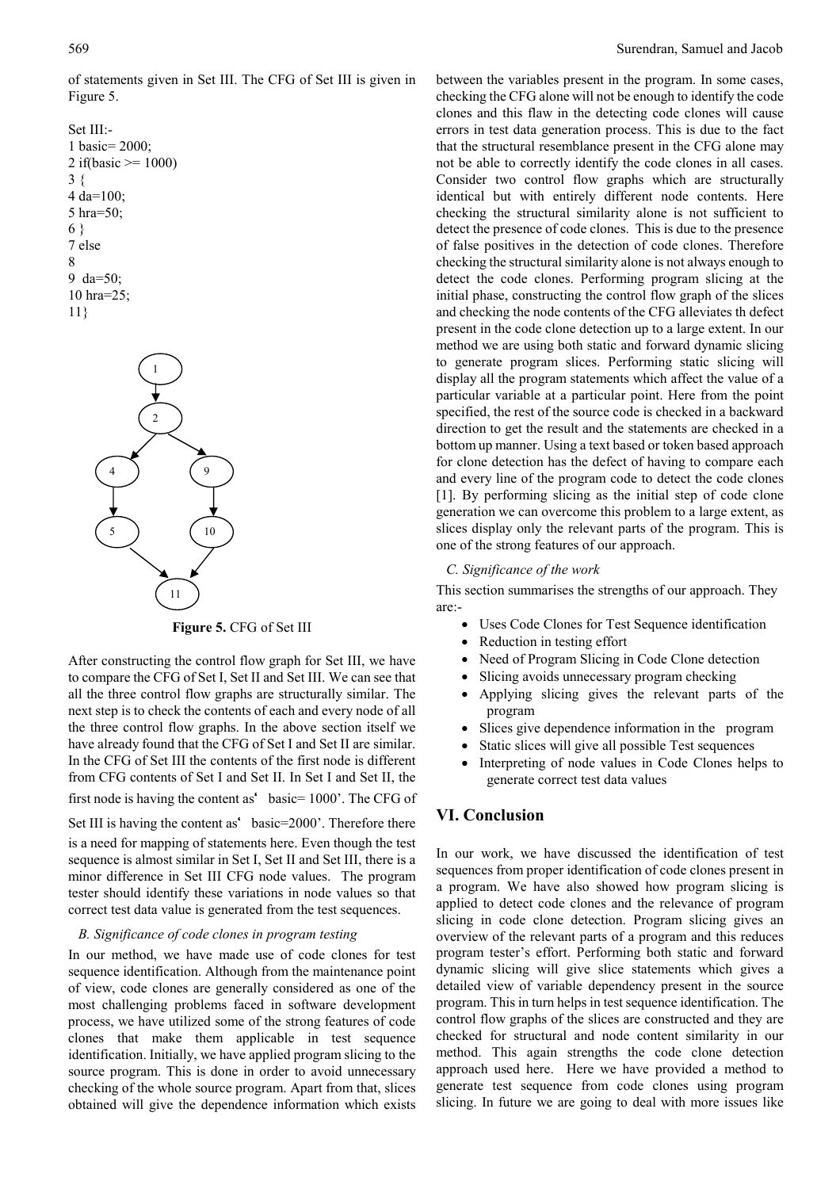of statements given in Set III. The CFG of Set III is given in Figure 5.

Set III:-

```
1 basic= 2000;
2 if(basic >= 1000)
3 {
4 da=100;
5 hra=50;
6 }
7 else
8
9  da=50;
10 hra=25;
11}
```

**Figure 5.** CFG of Set III

After constructing the control flow graph for Set III, we have to compare the CFG of Set I, Set II and Set III. We can see that all the three control flow graphs are structurally similar. The next step is to check the contents of each and every node of all the three control flow graphs. In the above section itself we have already found that the CFG of Set I and Set II are similar. In the CFG of Set III the contents of the first node is different from CFG contents of Set I and Set II. In Set I and Set II, the first node is having the content as' basic= 1000'. The CFG of Set III is having the content as' basic=2000'. Therefore there is a need for mapping of statements here. Even though the test sequence is almost similar in Set I, Set II and Set III, there is a minor difference in Set III CFG node values. The program tester should identify these variations in node values so that correct test data value is generated from the test sequences.

### *B. Significance of code clones in program testing*

In our method, we have made use of code clones for test sequence identification. Although from the maintenance point of view, code clones are generally considered as one of the most challenging problems faced in software development process, we have utilized some of the strong features of code clones that make them applicable in test sequence identification. Initially, we have applied program slicing to the source program. This is done in order to avoid unnecessary checking of the whole source program. Apart from that, slices obtained will give the dependence information which exists between the variables present in the program. In some cases, checking the CFG alone will not be enough to identify the code clones and this flaw in the detecting code clones will cause errors in test data generation process. This is due to the fact that the structural resemblance present in the CFG alone may not be able to correctly identify the code clones in all cases. Consider two control flow graphs which are structurally identical but with entirely different node contents. Here checking the structural similarity alone is not sufficient to detect the presence of code clones. This is due to the presence of false positives in the detection of code clones. Therefore checking the structural similarity alone is not always enough to detect the code clones. Performing program slicing at the initial phase, constructing the control flow graph of the slices and checking the node contents of the CFG alleviates th defect present in the code clone detection up to a large extent. In our method we are using both static and forward dynamic slicing to generate program slices. Performing static slicing will display all the program statements which affect the value of a particular variable at a particular point. Here from the point specified, the rest of the source code is checked in a backward direction to get the result and the statements are checked in a bottom up manner. Using a text based or token based approach for clone detection has the defect of having to compare each and every line of the program code to detect the code clones [1]. By performing slicing as the initial step of code clone generation we can overcome this problem to a large extent, as slices display only the relevant parts of the program. This is one of the strong features of our approach.

### *C. Significance of the work*

This section summarises the strengths of our approach. They are:-

- Uses Code Clones for Test Sequence identification
- Reduction in testing effort
- Need of Program Slicing in Code Clone detection
- Slicing avoids unnecessary program checking
- Applying slicing gives the relevant parts of the program
- Slices give dependence information in the program
- Static slices will give all possible Test sequences
- Interpreting of node values in Code Clones helps to generate correct test data values

## VI. Conclusion

In our work, we have discussed the identification of test sequences from proper identification of code clones present in a program. We have also showed how program slicing is applied to detect code clones and the relevance of program slicing in code clone detection. Program slicing gives an overview of the relevant parts of a program and this reduces program tester's effort. Performing both static and forward dynamic slicing will give slice statements which gives a detailed view of variable dependency present in the source program. This in turn helps in test sequence identification. The control flow graphs of the slices are constructed and they are checked for structural and node content similarity in our method. This again strengths the code clone detection approach used here. Here we have provided a method to generate test sequence from code clones using program slicing. In future we are going to deal with more issues like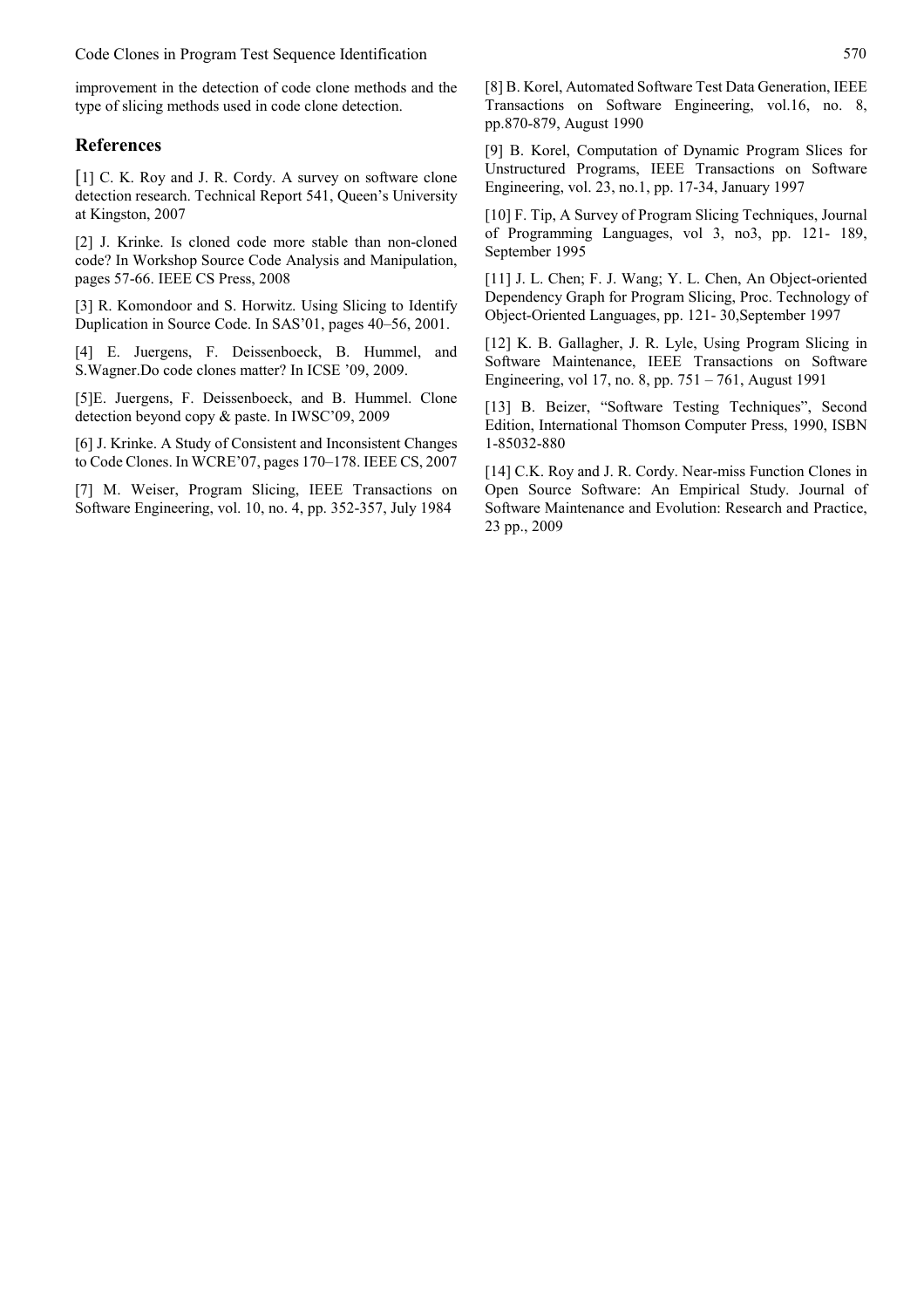improvement in the detection of code clone methods and the type of slicing methods used in code clone detection.

## References

[1] C. K. Roy and J. R. Cordy. A survey on software clone detection research. Technical Report 541, Queen's University at Kingston, 2007

[2] J. Krinke. Is cloned code more stable than non-cloned code? In Workshop Source Code Analysis and Manipulation, pages 57-66. IEEE CS Press, 2008

[3] R. Komondoor and S. Horwitz. Using Slicing to Identify Duplication in Source Code. In SAS'01, pages 40–56, 2001.

[4] E. Juergens, F. Deissenboeck, B. Hummel, and S.Wagner.Do code clones matter? In ICSE '09, 2009.

[5]E. Juergens, F. Deissenboeck, and B. Hummel. Clone detection beyond copy & paste. In IWSC'09, 2009

[6] J. Krinke. A Study of Consistent and Inconsistent Changes to Code Clones. In WCRE'07, pages 170–178. IEEE CS, 2007

[7] M. Weiser, Program Slicing, IEEE Transactions on Software Engineering, vol. 10, no. 4, pp. 352-357, July 1984

[8] B. Korel, Automated Software Test Data Generation, IEEE Transactions on Software Engineering, vol.16, no. 8, pp.870-879, August 1990

[9] B. Korel, Computation of Dynamic Program Slices for Unstructured Programs, IEEE Transactions on Software Engineering, vol. 23, no.1, pp. 17-34, January 1997

[10] F. Tip, A Survey of Program Slicing Techniques, Journal of Programming Languages, vol 3, no3, pp. 121- 189, September 1995

[11] J. L. Chen; F. J. Wang; Y. L. Chen, An Object-oriented Dependency Graph for Program Slicing, Proc. Technology of Object-Oriented Languages, pp. 121- 30,September 1997

[12] K. B. Gallagher, J. R. Lyle, Using Program Slicing in Software Maintenance, IEEE Transactions on Software Engineering, vol 17, no. 8, pp. 751 – 761, August 1991

[13] B. Beizer, "Software Testing Techniques", Second Edition, International Thomson Computer Press, 1990, ISBN 1-85032-880

[14] C.K. Roy and J. R. Cordy. Near-miss Function Clones in Open Source Software: An Empirical Study. Journal of Software Maintenance and Evolution: Research and Practice, 23 pp., 2009